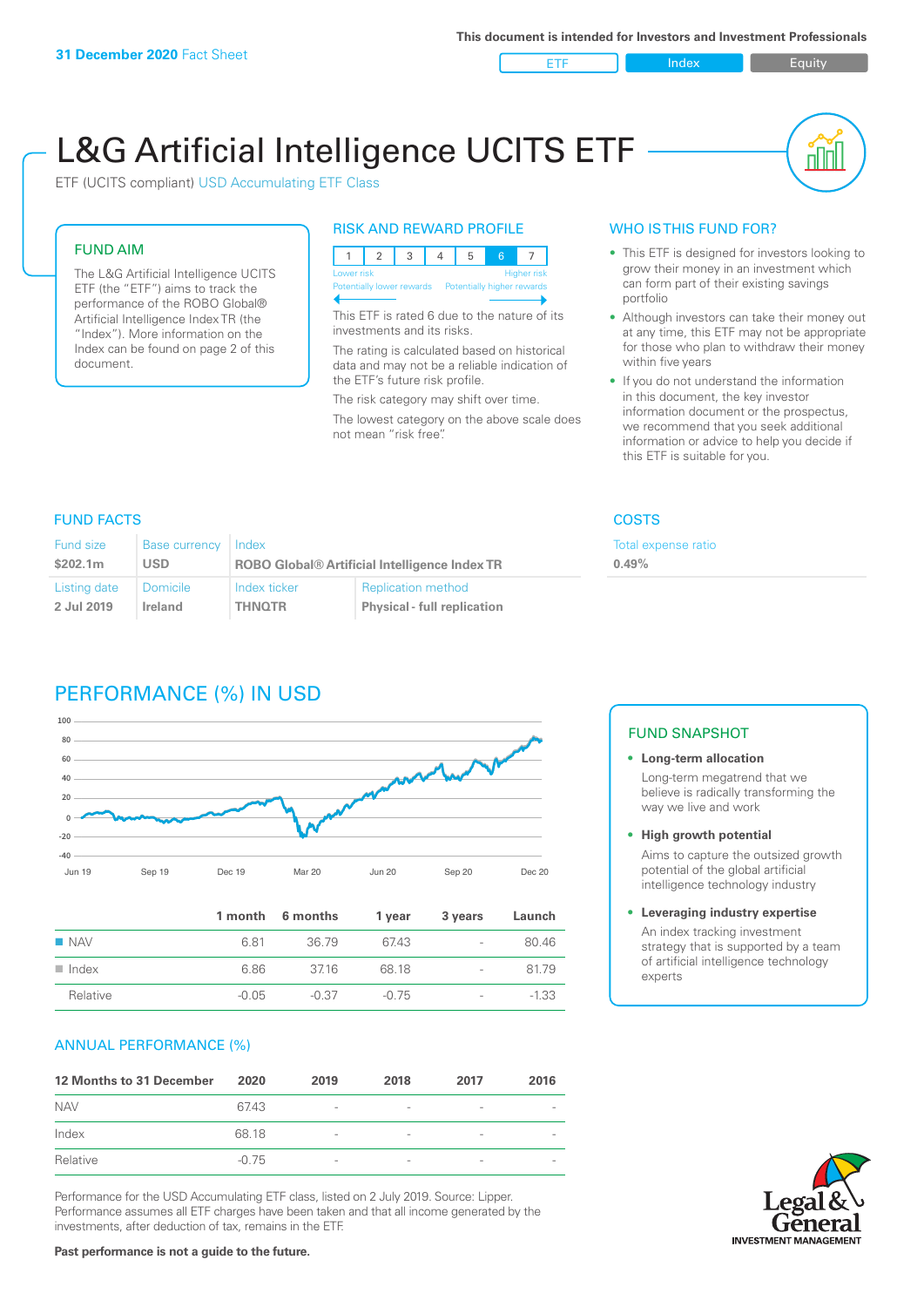**31 December 2020** Fact Sheet

This document is intended for Investors and Investment Professionals

ETF | Index | Equity

# L&G Artificial Intelligence UCITS ETF

ETF (UCITS compliant) USD Accumulating ETF Class

## FUND AIM

The L&G Artificial Intelligence UCITS ETF (the "ETF") aims to track the performance of the ROBO Global® Artificial Intelligence Index TR (the "Index"). More information on the Index can be found on page 2 of this document.

## RISK AND REWARD PROFILE

| 1 | 2 | 3 | 4 | 5 | 6 | 7 |
|---|---|---|---|---|---|---|

Lower risk — Higher risk

Potentially lower rewards — Potentially higher rewards

This ETF is rated 6 due to the nature of its investments and its risks.

The rating is calculated based on historical data and may not be a reliable indication of the ETF's future risk profile.

The risk category may shift over time.

The lowest category on the above scale does not mean "risk free".

## WHO IS THIS FUND FOR?

- This ETF is designed for investors looking to grow their money in an investment which can form part of their existing savings portfolio
- Although investors can take their money out at any time, this ETF may not be appropriate for those who plan to withdraw their money within five years
- If you do not understand the information in this document, the key investor information document or the prospectus, we recommend that you seek additional information or advice to help you decide if this ETF is suitable for you.

## FUND FACTS

| Fund size | Base currency | Index | |
|---|---|---|---|
| $202.1m | USD | ROBO Global® Artificial Intelligence Index TR | |
| **Listing date** | **Domicile** | **Index ticker** | **Replication method** |
| 2 Jul 2019 | Ireland | THNQTR | Physical - full replication |

## COSTS

Total expense ratio

0.49%

## PERFORMANCE (%) IN USD

| | 1 month | 6 months | 1 year | 3 years | Launch |
|---|---|---|---|---|---|
| NAV | 6.81 | 36.79 | 67.43 | - | 80.46 |
| Index | 6.86 | 37.16 | 68.18 | - | 81.79 |
| Relative | -0.05 | -0.37 | -0.75 | - | -1.33 |

## FUND SNAPSHOT

- **Long-term allocation**
  Long-term megatrend that we believe is radically transforming the way we live and work
- **High growth potential**
  Aims to capture the outsized growth potential of the global artificial intelligence technology industry
- **Leveraging industry expertise**
  An index tracking investment strategy that is supported by a team of artificial intelligence technology experts

## ANNUAL PERFORMANCE (%)

| 12 Months to 31 December | 2020 | 2019 | 2018 | 2017 | 2016 |
|---|---|---|---|---|---|
| NAV | 67.43 | - | - | - | - |
| Index | 68.18 | - | - | - | - |
| Relative | -0.75 | - | - | - | - |

Performance for the USD Accumulating ETF class, listed on 2 July 2019. Source: Lipper. Performance assumes all ETF charges have been taken and that all income generated by the investments, after deduction of tax, remains in the ETF.

**Past performance is not a guide to the future.**

Legal & General INVESTMENT MANAGEMENT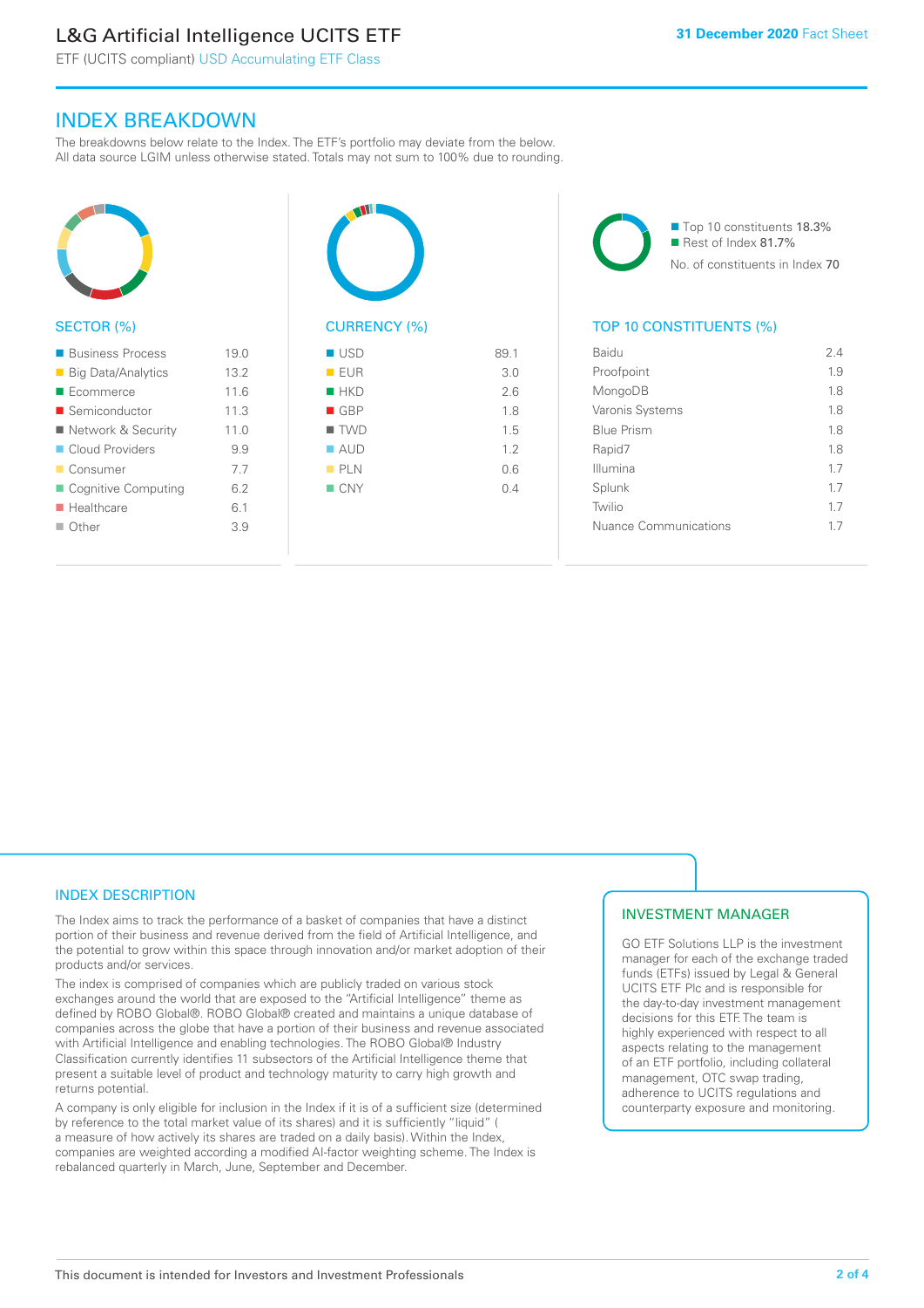# L&G Artificial Intelligence UCITS ETF

ETF (UCITS compliant) USD Accumulating ETF Class

**31 December 2020** Fact Sheet

## INDEX BREAKDOWN

The breakdowns below relate to the Index. The ETF's portfolio may deviate from the below. All data source LGIM unless otherwise stated. Totals may not sum to 100% due to rounding.

### SECTOR (%)

| Sector | % |
|---|---|
| Business Process | 19.0 |
| Big Data/Analytics | 13.2 |
| Ecommerce | 11.6 |
| Semiconductor | 11.3 |
| Network & Security | 11.0 |
| Cloud Providers | 9.9 |
| Consumer | 7.7 |
| Cognitive Computing | 6.2 |
| Healthcare | 6.1 |
| Other | 3.9 |

### CURRENCY (%)

| Currency | % |
|---|---|
| USD | 89.1 |
| EUR | 3.0 |
| HKD | 2.6 |
| GBP | 1.8 |
| TWD | 1.5 |
| AUD | 1.2 |
| PLN | 0.6 |
| CNY | 0.4 |

Top 10 constituents 18.3%
Rest of Index 81.7%
No. of constituents in Index 70

### TOP 10 CONSTITUENTS (%)

| Constituent | % |
|---|---|
| Baidu | 2.4 |
| Proofpoint | 1.9 |
| MongoDB | 1.8 |
| Varonis Systems | 1.8 |
| Blue Prism | 1.8 |
| Rapid7 | 1.8 |
| Illumina | 1.7 |
| Splunk | 1.7 |
| Twilio | 1.7 |
| Nuance Communications | 1.7 |

## INDEX DESCRIPTION

The Index aims to track the performance of a basket of companies that have a distinct portion of their business and revenue derived from the field of Artificial Intelligence, and the potential to grow within this space through innovation and/or market adoption of their products and/or services.

The index is comprised of companies which are publicly traded on various stock exchanges around the world that are exposed to the "Artificial Intelligence" theme as defined by ROBO Global®. ROBO Global® created and maintains a unique database of companies across the globe that have a portion of their business and revenue associated with Artificial Intelligence and enabling technologies. The ROBO Global® Industry Classification currently identifies 11 subsectors of the Artificial Intelligence theme that present a suitable level of product and technology maturity to carry high growth and returns potential.

A company is only eligible for inclusion in the Index if it is of a sufficient size (determined by reference to the total market value of its shares) and it is sufficiently "liquid" ( a measure of how actively its shares are traded on a daily basis). Within the Index, companies are weighted according a modified AI-factor weighting scheme. The Index is rebalanced quarterly in March, June, September and December.

## INVESTMENT MANAGER

GO ETF Solutions LLP is the investment manager for each of the exchange traded funds (ETFs) issued by Legal & General UCITS ETF Plc and is responsible for the day-to-day investment management decisions for this ETF. The team is highly experienced with respect to all aspects relating to the management of an ETF portfolio, including collateral management, OTC swap trading, adherence to UCITS regulations and counterparty exposure and monitoring.

This document is intended for Investors and Investment Professionals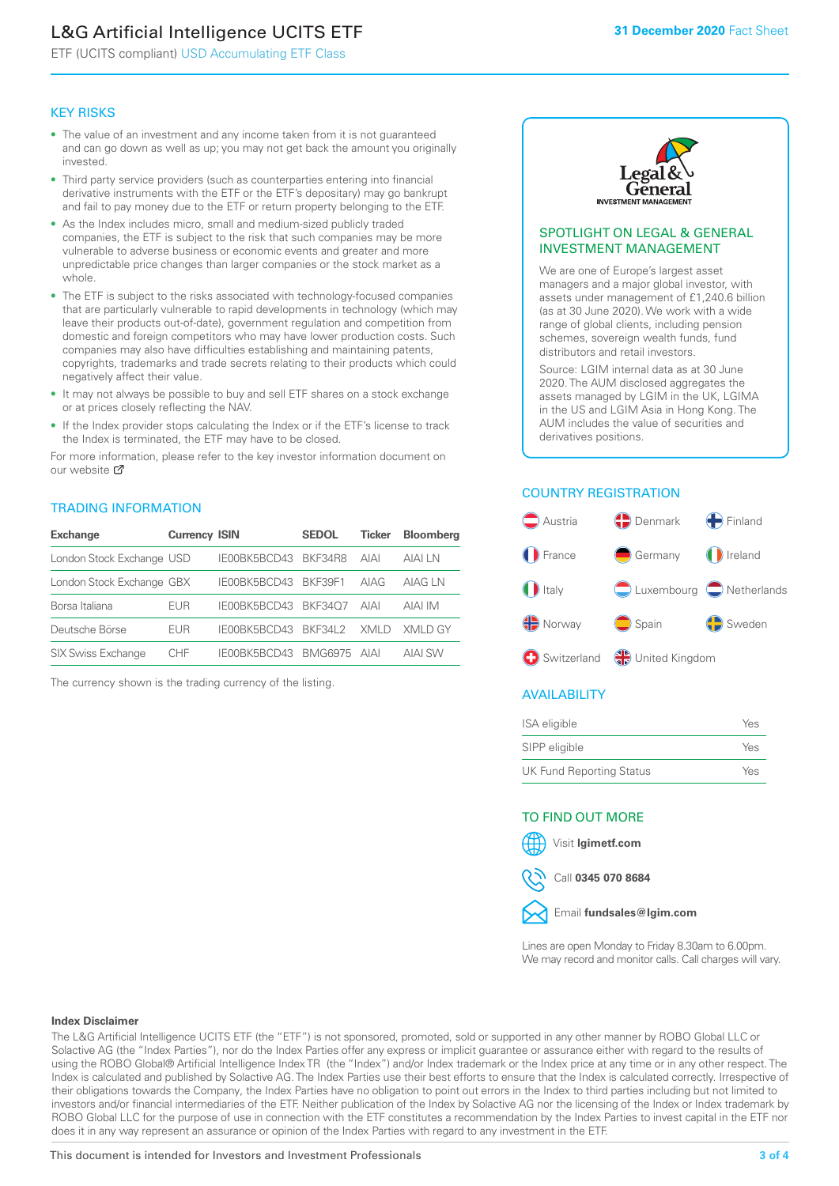# L&G Artificial Intelligence UCITS ETF

ETF (UCITS compliant) USD Accumulating ETF Class

**31 December 2020** Fact Sheet

## KEY RISKS

- The value of an investment and any income taken from it is not guaranteed and can go down as well as up; you may not get back the amount you originally invested.
- Third party service providers (such as counterparties entering into financial derivative instruments with the ETF or the ETF's depositary) may go bankrupt and fail to pay money due to the ETF or return property belonging to the ETF.
- As the Index includes micro, small and medium-sized publicly traded companies, the ETF is subject to the risk that such companies may be more vulnerable to adverse business or economic events and greater and more unpredictable price changes than larger companies or the stock market as a whole.
- The ETF is subject to the risks associated with technology-focused companies that are particularly vulnerable to rapid developments in technology (which may leave their products out-of-date), government regulation and competition from domestic and foreign competitors who may have lower production costs. Such companies may also have difficulties establishing and maintaining patents, copyrights, trademarks and trade secrets relating to their products which could negatively affect their value.
- It may not always be possible to buy and sell ETF shares on a stock exchange or at prices closely reflecting the NAV.
- If the Index provider stops calculating the Index or if the ETF's license to track the Index is terminated, the ETF may have to be closed.

For more information, please refer to the key investor information document on our website

## TRADING INFORMATION

| Exchange | Currency | ISIN | SEDOL | Ticker | Bloomberg |
|---|---|---|---|---|---|
| London Stock Exchange | USD | IE00BK5BCD43 | BKF34R8 | AIAI | AIAI LN |
| London Stock Exchange | GBX | IE00BK5BCD43 | BKF39F1 | AIAG | AIAG LN |
| Borsa Italiana | EUR | IE00BK5BCD43 | BKF34Q7 | AIAI | AIAI IM |
| Deutsche Börse | EUR | IE00BK5BCD43 | BKF34L2 | XMLD | XMLD GY |
| SIX Swiss Exchange | CHF | IE00BK5BCD43 | BMG6975 | AIAI | AIAI SW |

The currency shown is the trading currency of the listing.

## SPOTLIGHT ON LEGAL & GENERAL INVESTMENT MANAGEMENT

We are one of Europe's largest asset managers and a major global investor, with assets under management of £1,240.6 billion (as at 30 June 2020). We work with a wide range of global clients, including pension schemes, sovereign wealth funds, fund distributors and retail investors.

Source: LGIM internal data as at 30 June 2020. The AUM disclosed aggregates the assets managed by LGIM in the UK, LGIMA in the US and LGIM Asia in Hong Kong. The AUM includes the value of securities and derivatives positions.

## COUNTRY REGISTRATION

- Austria
- Denmark
- Finland
- France
- Germany
- Ireland
- Italy
- Luxembourg
- Netherlands
- Norway
- Spain
- Sweden
- Switzerland
- United Kingdom

## AVAILABILITY

| | |
|---|---|
| ISA eligible | Yes |
| SIPP eligible | Yes |
| UK Fund Reporting Status | Yes |

## TO FIND OUT MORE

Visit **lgimetf.com**

Call **0345 070 8684**

Email **fundsales@lgim.com**

Lines are open Monday to Friday 8.30am to 6.00pm. We may record and monitor calls. Call charges will vary.

**Index Disclaimer**

The L&G Artificial Intelligence UCITS ETF (the "ETF") is not sponsored, promoted, sold or supported in any other manner by ROBO Global LLC or Solactive AG (the "Index Parties"), nor do the Index Parties offer any express or implicit guarantee or assurance either with regard to the results of using the ROBO Global® Artificial Intelligence Index TR (the "Index") and/or Index trademark or the Index price at any time or in any other respect. The Index is calculated and published by Solactive AG. The Index Parties use their best efforts to ensure that the Index is calculated correctly. Irrespective of their obligations towards the Company, the Index Parties have no obligation to point out errors in the Index to third parties including but not limited to investors and/or financial intermediaries of the ETF. Neither publication of the Index by Solactive AG nor the licensing of the Index or Index trademark by ROBO Global LLC for the purpose of use in connection with the ETF constitutes a recommendation by the Index Parties to invest capital in the ETF nor does it in any way represent an assurance or opinion of the Index Parties with regard to any investment in the ETF.

This document is intended for Investors and Investment Professionals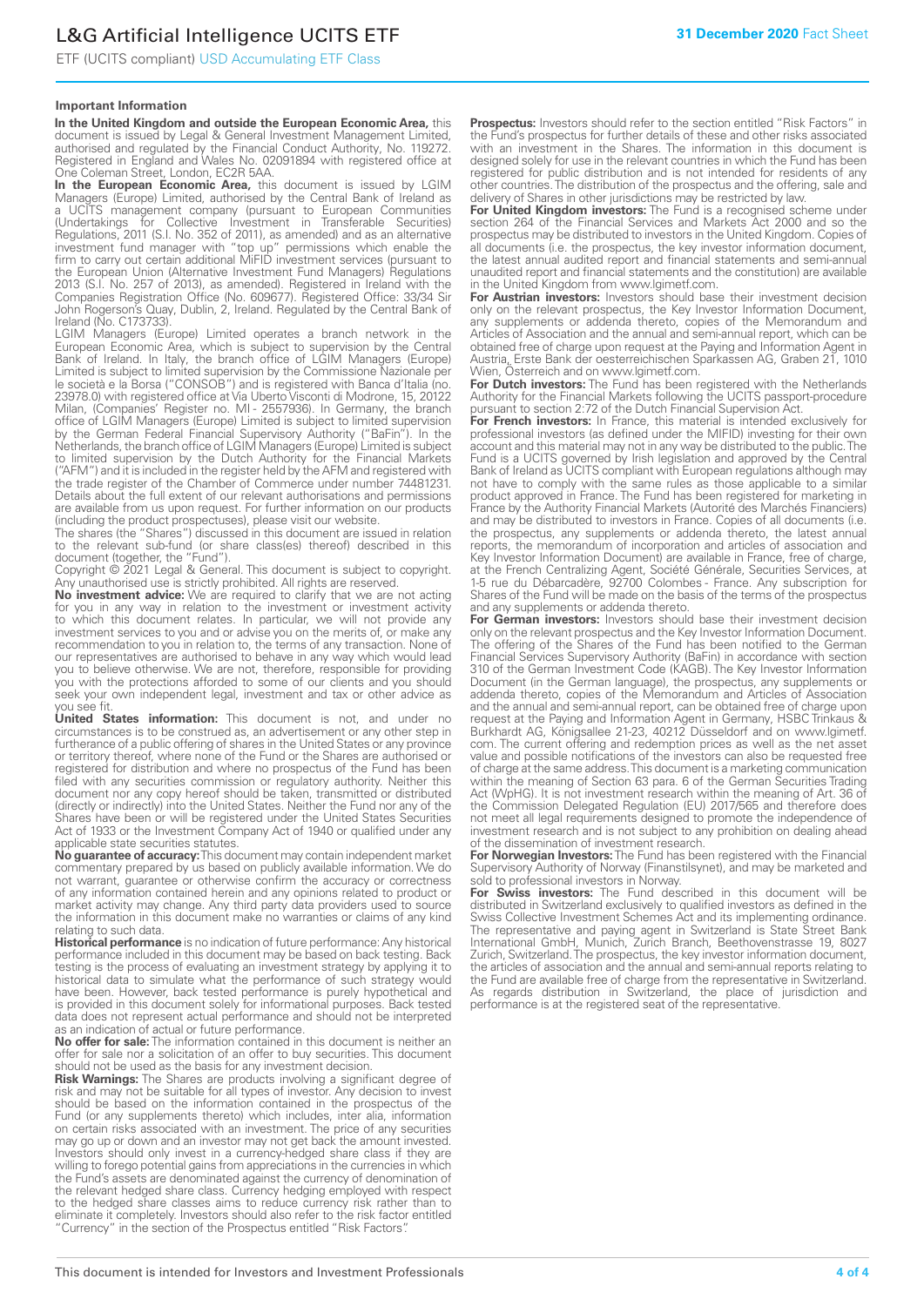## Important Information

**In the United Kingdom and outside the European Economic Area,** this document is issued by Legal & General Investment Management Limited, authorised and regulated by the Financial Conduct Authority, No. 119272. Registered in England and Wales No. 02091894 with registered office at One Coleman Street, London, EC2R 5AA.

**In the European Economic Area,** this document is issued by LGIM Managers (Europe) Limited, authorised by the Central Bank of Ireland as a UCITS management company (pursuant to European Communities (Undertakings for Collective Investment in Transferable Securities) Regulations, 2011 (S.I. No. 352 of 2011), as amended) and as an alternative investment fund manager with "top up" permissions which enable the firm to carry out certain additional MiFID investment services (pursuant to the European Union (Alternative Investment Fund Managers) Regulations 2013 (S.I. No. 257 of 2013), as amended). Registered in Ireland with the Companies Registration Office (No. 609677). Registered Office: 33/34 Sir John Rogerson's Quay, Dublin, 2, Ireland. Regulated by the Central Bank of Ireland (No. C173733).

LGIM Managers (Europe) Limited operates a branch network in the European Economic Area, which is subject to supervision by the Central Bank of Ireland. In Italy, the branch office of LGIM Managers (Europe) Limited is subject to limited supervision by the Commissione Nazionale per le società e la Borsa ("CONSOB") and is registered with Banca d'Italia (no. 23978.0) with registered office at Via Uberto Visconti di Modrone, 15, 20122 Milan, (Companies' Register no. MI - 2557936). In Germany, the branch office of LGIM Managers (Europe) Limited is subject to limited supervision by the German Federal Financial Supervisory Authority ("BaFin"). In the Netherlands, the branch office of LGIM Managers (Europe) Limited is subject to limited supervision by the Dutch Authority for the Financial Markets ("AFM") and it is included in the register held by the AFM and registered with the trade register of the Chamber of Commerce under number 74481231. Details about the full extent of our relevant authorisations and permissions are available from us upon request. For further information on our products (including the product prospectuses), please visit our website.

The shares (the "Shares") discussed in this document are issued in relation to the relevant sub-fund (or share class(es) thereof) described in this document (together, the "Fund").

Copyright © 2021 Legal & General. This document is subject to copyright. Any unauthorised use is strictly prohibited. All rights are reserved.

**No investment advice:** We are required to clarify that we are not acting for you in any way in relation to the investment or investment activity to which this document relates. In particular, we will not provide any investment services to you and or advise you on the merits of, or make any recommendation to you in relation to, the terms of any transaction. None of our representatives are authorised to behave in any way which would lead you to believe otherwise. We are not, therefore, responsible for providing you with the protections afforded to some of our clients and you should seek your own independent legal, investment and tax or other advice as you see fit.

**United States information:** This document is not, and under no circumstances is to be construed as, an advertisement or any other step in furtherance of a public offering of shares in the United States or any province or territory thereof, where none of the Fund or the Shares are authorised or registered for distribution and where no prospectus of the Fund has been filed with any securities commission or regulatory authority. Neither this document nor any copy hereof should be taken, transmitted or distributed (directly or indirectly) into the United States. Neither the Fund nor any of the Shares have been or will be registered under the United States Securities Act of 1933 or the Investment Company Act of 1940 or qualified under any applicable state securities statutes.

**No guarantee of accuracy:** This document may contain independent market commentary prepared by us based on publicly available information. We do not warrant, guarantee or otherwise confirm the accuracy or correctness of any information contained herein and any opinions related to product or market activity may change. Any third party data providers used to source the information in this document make no warranties or claims of any kind relating to such data.

**Historical performance** is no indication of future performance: Any historical performance included in this document may be based on back testing. Back testing is the process of evaluating an investment strategy by applying it to historical data to simulate what the performance of such strategy would have been. However, back tested performance is purely hypothetical and is provided in this document solely for informational purposes. Back tested data does not represent actual performance and should not be interpreted as an indication of actual or future performance.

**No offer for sale:** The information contained in this document is neither an offer for sale nor a solicitation of an offer to buy securities. This document should not be used as the basis for any investment decision.

**Risk Warnings:** The Shares are products involving a significant degree of risk and may not be suitable for all types of investor. Any decision to invest should be based on the information contained in the prospectus of the Fund (or any supplements thereto) which includes, inter alia, information on certain risks associated with an investment. The price of any securities may go up or down and an investor may not get back the amount invested. Investors should only invest in a currency-hedged share class if they are willing to forego potential gains from appreciations in the currencies in which the Fund's assets are denominated against the currency of denomination of the relevant hedged share class. Currency hedging employed with respect to the hedged share classes aims to reduce currency risk rather than to eliminate it completely. Investors should also refer to the risk factor entitled "Currency" in the section of the Prospectus entitled "Risk Factors".

**Prospectus:** Investors should refer to the section entitled "Risk Factors" in the Fund's prospectus for further details of these and other risks associated with an investment in the Shares. The information in this document is designed solely for use in the relevant countries in which the Fund has been registered for public distribution and is not intended for residents of any other countries. The distribution of the prospectus and the offering, sale and delivery of Shares in other jurisdictions may be restricted by law.

**For United Kingdom investors:** The Fund is a recognised scheme under section 264 of the Financial Services and Markets Act 2000 and so the prospectus may be distributed to investors in the United Kingdom. Copies of all documents (i.e. the prospectus, the key investor information document, the latest annual audited report and financial statements and semi-annual unaudited report and financial statements and the constitution) are available in the United Kingdom from www.lgimetf.com.

**For Austrian investors:** Investors should base their investment decision only on the relevant prospectus, the Key Investor Information Document, any supplements or addenda thereto, copies of the Memorandum and Articles of Association and the annual and semi-annual report, which can be obtained free of charge upon request at the Paying and Information Agent in Austria, Erste Bank der oesterreichischen Sparkassen AG, Graben 21, 1010 Wien, Österreich and on www.lgimetf.com.

**For Dutch investors:** The Fund has been registered with the Netherlands Authority for the Financial Markets following the UCITS passport-procedure pursuant to section 2:72 of the Dutch Financial Supervision Act.

**For French investors:** In France, this material is intended exclusively for professional investors (as defined under the MIFID) investing for their own account and this material may not in any way be distributed to the public. The Fund is a UCITS governed by Irish legislation and approved by the Central Bank of Ireland as UCITS compliant with European regulations although may not have to comply with the same rules as those applicable to a similar product approved in France. The Fund has been registered for marketing in France by the Authority Financial Markets (Autorité des Marchés Financiers) and may be distributed to investors in France. Copies of all documents (i.e. the prospectus, any supplements or addenda thereto, the latest annual reports, the memorandum of incorporation and articles of association and Key Investor Information Document) are available in France, free of charge, at the French Centralizing Agent, Société Générale, Securities Services, at 1-5 rue du Débarcadère, 92700 Colombes - France. Any subscription for Shares of the Fund will be made on the basis of the terms of the prospectus and any supplements or addenda thereto.

**For German investors:** Investors should base their investment decision only on the relevant prospectus and the Key Investor Information Document. The offering of the Shares of the Fund has been notified to the German Financial Services Supervisory Authority (BaFin) in accordance with section 310 of the German Investment Code (KAGB). The Key Investor Information Document (in the German language), the prospectus, any supplements or addenda thereto, copies of the Memorandum and Articles of Association and the annual and semi-annual report, can be obtained free of charge upon request at the Paying and Information Agent in Germany, HSBC Trinkaus & Burkhardt AG, Königsallee 21-23, 40212 Düsseldorf and on www.lgimetf.com. The current offering and redemption prices as well as the net asset value and possible notifications of the investors can also be requested free of charge at the same address. This document is a marketing communication within the meaning of Section 63 para. 6 of the German Securities Trading Act (WpHG). It is not investment research within the meaning of Art. 36 of the Commission Delegated Regulation (EU) 2017/565 and therefore does not meet all legal requirements designed to promote the independence of investment research and is not subject to any prohibition on dealing ahead of the dissemination of investment research.

**For Norwegian Investors:** The Fund has been registered with the Financial Supervisory Authority of Norway (Finanstilsynet), and may be marketed and sold to professional investors in Norway.

**For Swiss investors:** The Fund described in this document will be distributed in Switzerland exclusively to qualified investors as defined in the Swiss Collective Investment Schemes Act and its implementing ordinance. The representative and paying agent in Switzerland is State Street Bank International GmbH, Munich, Zurich Branch, Beethovenstrasse 19, 8027 Zurich, Switzerland. The prospectus, the key investor information document, the articles of association and the annual and semi-annual reports relating to the Fund are available free of charge from the representative in Switzerland. As regards distribution in Switzerland, the place of jurisdiction and performance is at the registered seat of the representative.